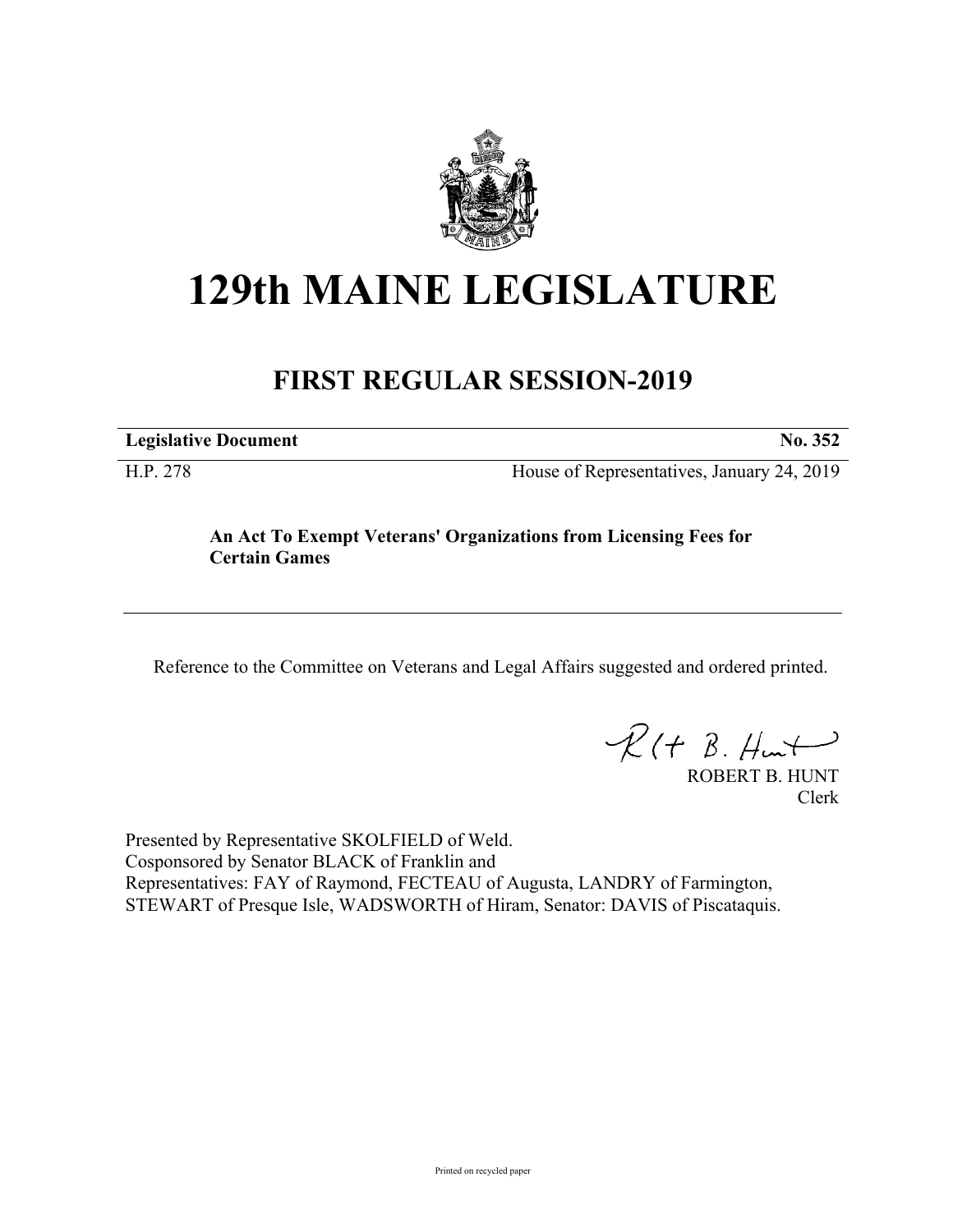# 129th MAINE LEGISLATURE

## FIRST REGULAR SESSION-2019

| **Legislative Document** | **No. 352** |
|---|---|
| H.P. 278 | House of Representatives, January 24, 2019 |

**An Act To Exempt Veterans' Organizations from Licensing Fees for Certain Games**

Reference to the Committee on Veterans and Legal Affairs suggested and ordered printed.

ROBERT B. HUNT
Clerk

Presented by Representative SKOLFIELD of Weld.
Cosponsored by Senator BLACK of Franklin and
Representatives: FAY of Raymond, FECTEAU of Augusta, LANDRY of Farmington, STEWART of Presque Isle, WADSWORTH of Hiram, Senator: DAVIS of Piscataquis.

Printed on recycled paper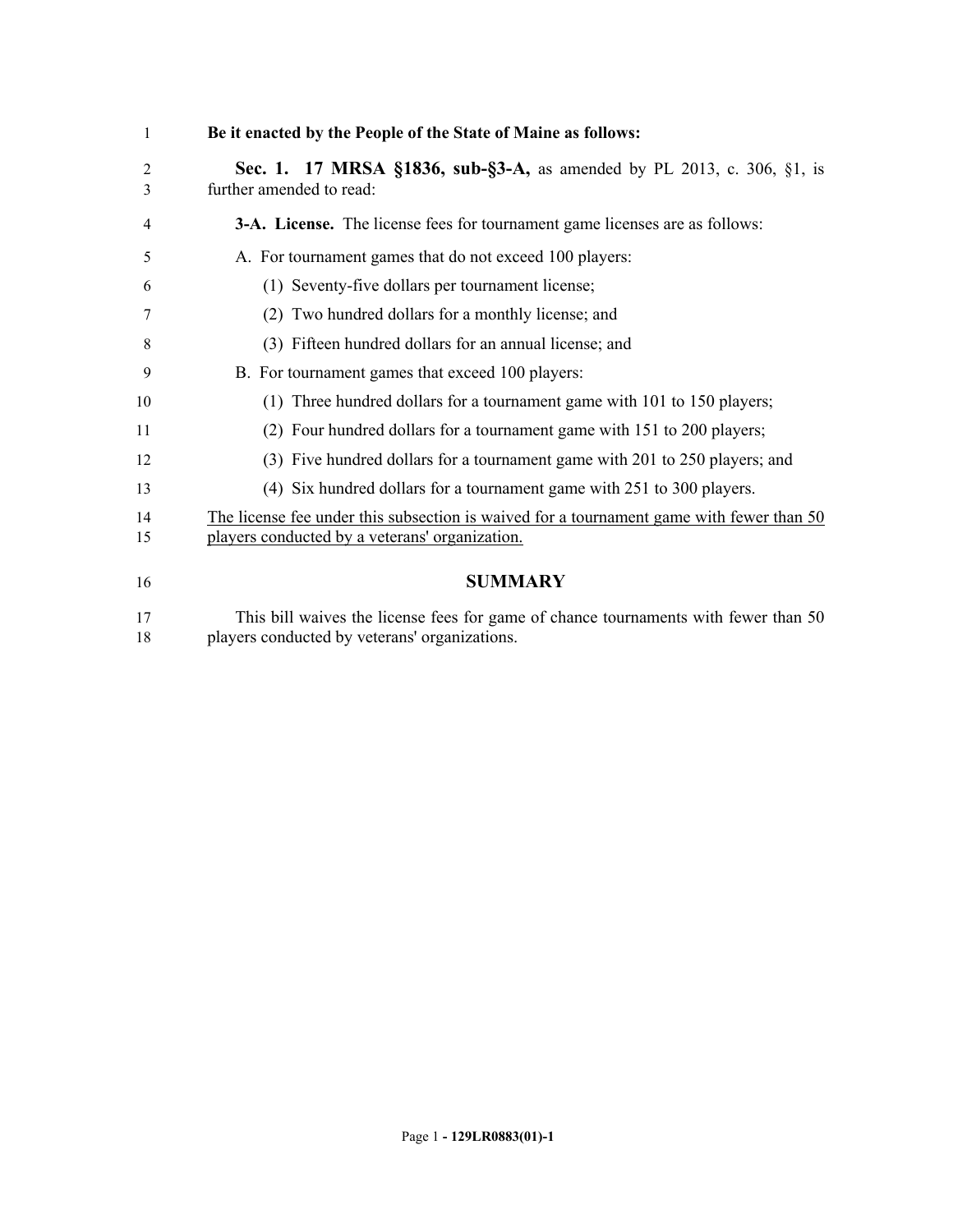**Be it enacted by the People of the State of Maine as follows:**

**Sec. 1. 17 MRSA §1836, sub-§3-A,** as amended by PL 2013, c. 306, §1, is further amended to read:

**3-A. License.** The license fees for tournament game licenses are as follows:

A. For tournament games that do not exceed 100 players:

(1) Seventy-five dollars per tournament license;

(2) Two hundred dollars for a monthly license; and

(3) Fifteen hundred dollars for an annual license; and

B. For tournament games that exceed 100 players:

(1) Three hundred dollars for a tournament game with 101 to 150 players;

(2) Four hundred dollars for a tournament game with 151 to 200 players;

(3) Five hundred dollars for a tournament game with 201 to 250 players; and

(4) Six hundred dollars for a tournament game with 251 to 300 players.

<u>The license fee under this subsection is waived for a tournament game with fewer than 50 players conducted by a veterans' organization.</u>

## SUMMARY

This bill waives the license fees for game of chance tournaments with fewer than 50 players conducted by veterans' organizations.